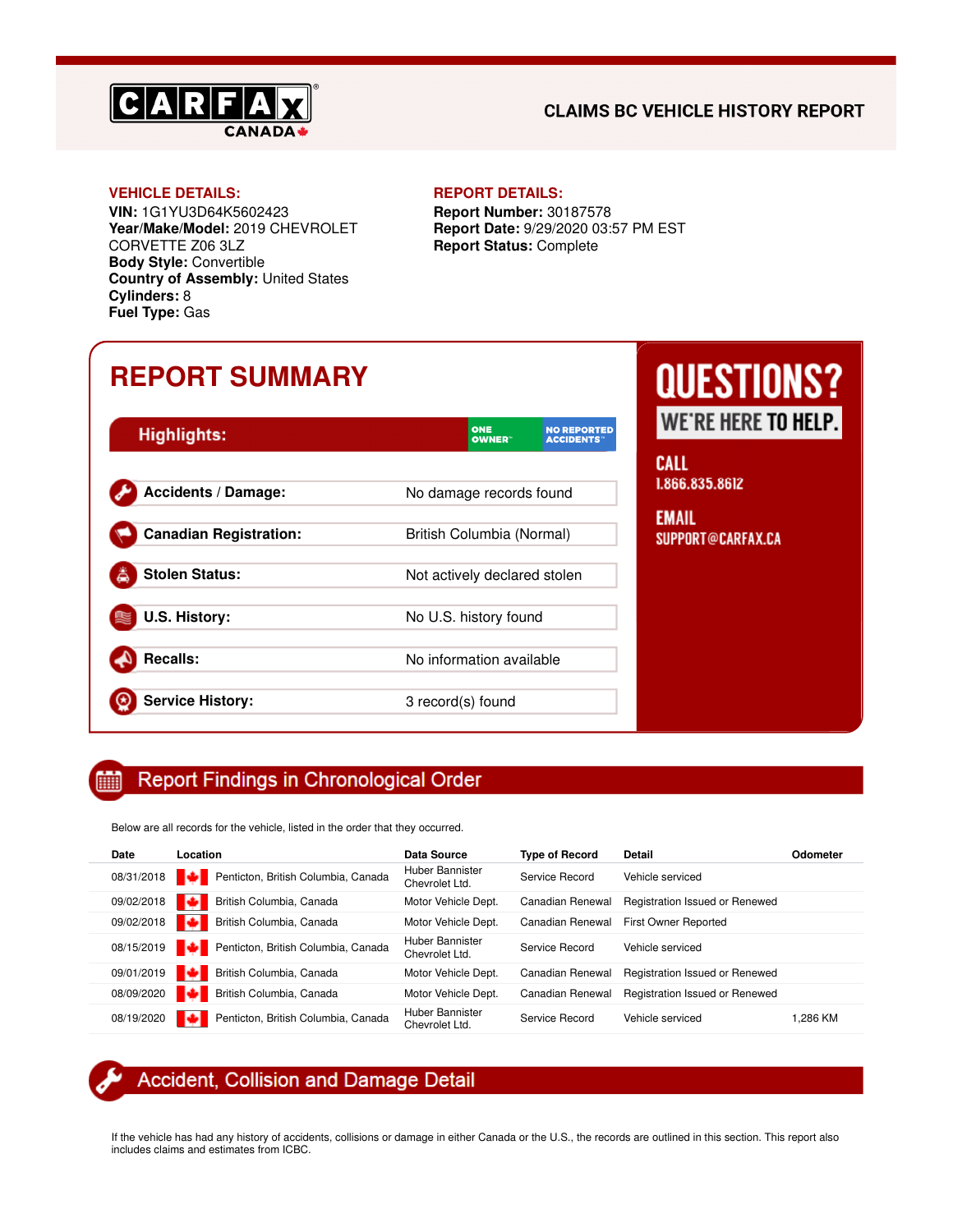CARFAX CANADA

# CLAIMS BC VEHICLE HISTORY REPORT

**VEHICLE DETAILS:**

**VIN:** 1G1YU3D64K5602423
**Year/Make/Model:** 2019 CHEVROLET CORVETTE Z06 3LZ
**Body Style:** Convertible
**Country of Assembly:** United States
**Cylinders:** 8
**Fuel Type:** Gas

**REPORT DETAILS:**

**Report Number:** 30187578
**Report Date:** 9/29/2020 03:57 PM EST
**Report Status:** Complete

## REPORT SUMMARY

**Highlights:** ONE OWNER™ | NO REPORTED ACCIDENTS™

| | |
|---|---|
| **Accidents / Damage:** | No damage records found |
| **Canadian Registration:** | British Columbia (Normal) |
| **Stolen Status:** | Not actively declared stolen |
| **U.S. History:** | No U.S. history found |
| **Recalls:** | No information available |
| **Service History:** | 3 record(s) found |

**QUESTIONS?**
**WE'RE HERE TO HELP.**

**CALL**
1.866.835.8612

**EMAIL**
SUPPORT@CARFAX.CA

## Report Findings in Chronological Order

Below are all records for the vehicle, listed in the order that they occurred.

| Date | Location | Data Source | Type of Record | Detail | Odometer |
|---|---|---|---|---|---|
| 08/31/2018 | Penticton, British Columbia, Canada | Huber Bannister Chevrolet Ltd. | Service Record | Vehicle serviced | |
| 09/02/2018 | British Columbia, Canada | Motor Vehicle Dept. | Canadian Renewal | Registration Issued or Renewed | |
| 09/02/2018 | British Columbia, Canada | Motor Vehicle Dept. | Canadian Renewal | First Owner Reported | |
| 08/15/2019 | Penticton, British Columbia, Canada | Huber Bannister Chevrolet Ltd. | Service Record | Vehicle serviced | |
| 09/01/2019 | British Columbia, Canada | Motor Vehicle Dept. | Canadian Renewal | Registration Issued or Renewed | |
| 08/09/2020 | British Columbia, Canada | Motor Vehicle Dept. | Canadian Renewal | Registration Issued or Renewed | |
| 08/19/2020 | Penticton, British Columbia, Canada | Huber Bannister Chevrolet Ltd. | Service Record | Vehicle serviced | 1,286 KM |

## Accident, Collision and Damage Detail

If the vehicle has had any history of accidents, collisions or damage in either Canada or the U.S., the records are outlined in this section. This report also includes claims and estimates from ICBC.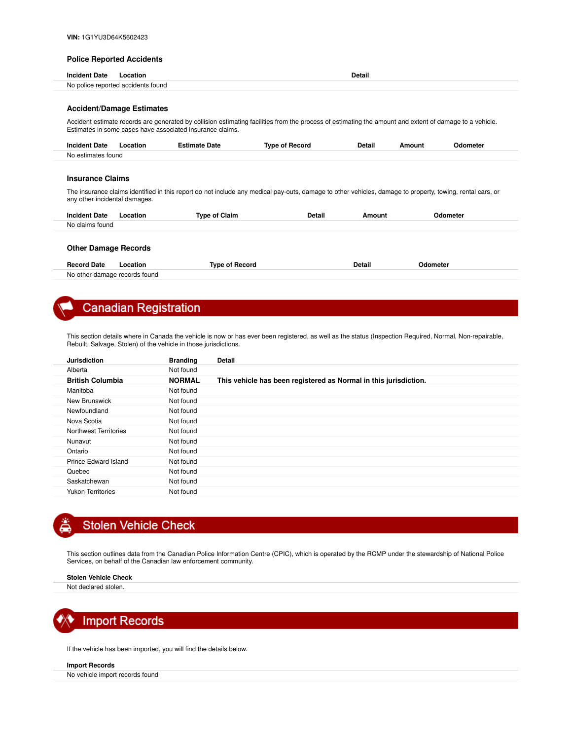**VIN:** 1G1YU3D64K5602423

### Police Reported Accidents

| Incident Date | Location | Detail |
| --- | --- | --- |
| No police reported accidents found | | |

### Accident/Damage Estimates

Accident estimate records are generated by collision estimating facilities from the process of estimating the amount and extent of damage to a vehicle. Estimates in some cases have associated insurance claims.

| Incident Date | Location | Estimate Date | Type of Record | Detail | Amount | Odometer |
| --- | --- | --- | --- | --- | --- | --- |
| No estimates found | | | | | | |

### Insurance Claims

The insurance claims identified in this report do not include any medical pay-outs, damage to other vehicles, damage to property, towing, rental cars, or any other incidental damages.

| Incident Date | Location | Type of Claim | Detail | Amount | Odometer |
| --- | --- | --- | --- | --- | --- |
| No claims found | | | | | |

### Other Damage Records

| Record Date | Location | Type of Record | Detail | Odometer |
| --- | --- | --- | --- | --- |
| No other damage records found | | | | |

## Canadian Registration

This section details where in Canada the vehicle is now or has ever been registered, as well as the status (Inspection Required, Normal, Non-repairable, Rebuilt, Salvage, Stolen) of the vehicle in those jurisdictions.

| Jurisdiction | Branding | Detail |
| --- | --- | --- |
| Alberta | Not found | |
| **British Columbia** | **NORMAL** | **This vehicle has been registered as Normal in this jurisdiction.** |
| Manitoba | Not found | |
| New Brunswick | Not found | |
| Newfoundland | Not found | |
| Nova Scotia | Not found | |
| Northwest Territories | Not found | |
| Nunavut | Not found | |
| Ontario | Not found | |
| Prince Edward Island | Not found | |
| Quebec | Not found | |
| Saskatchewan | Not found | |
| Yukon Territories | Not found | |

## Stolen Vehicle Check

This section outlines data from the Canadian Police Information Centre (CPIC), which is operated by the RCMP under the stewardship of National Police Services, on behalf of the Canadian law enforcement community.

| Stolen Vehicle Check |
| --- |
| Not declared stolen. |

## Import Records

If the vehicle has been imported, you will find the details below.

| Import Records |
| --- |
| No vehicle import records found |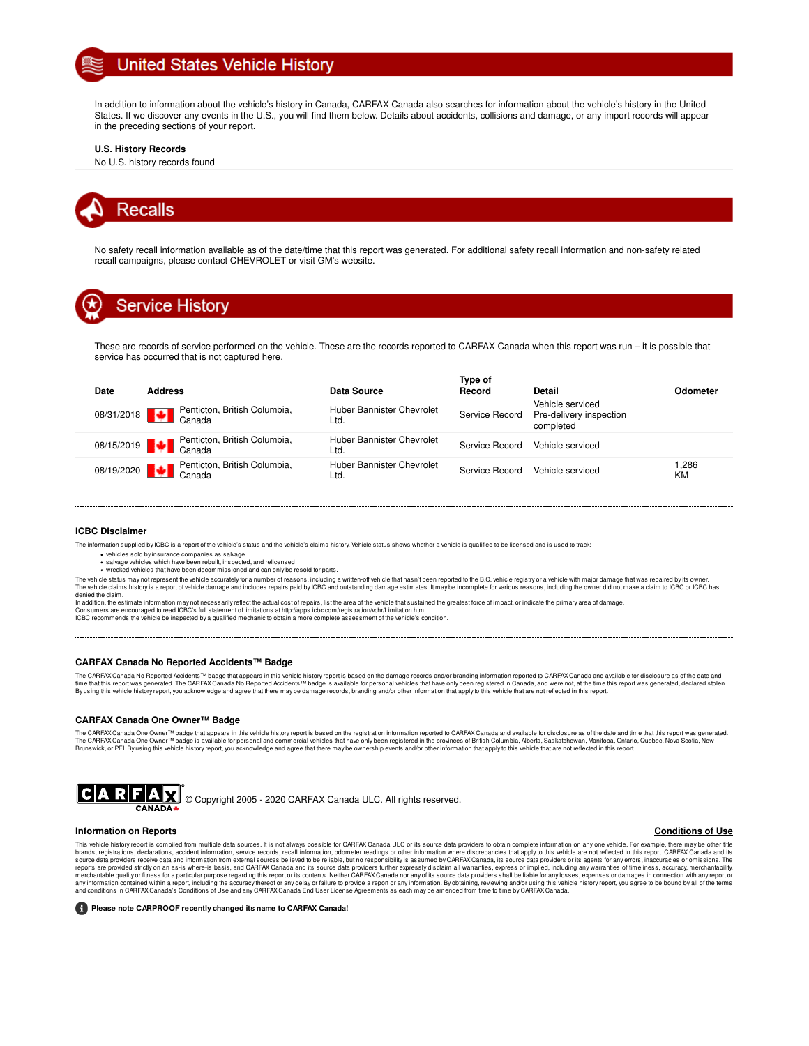## United States Vehicle History

In addition to information about the vehicle's history in Canada, CARFAX Canada also searches for information about the vehicle's history in the United States. If we discover any events in the U.S., you will find them below. Details about accidents, collisions and damage, or any import records will appear in the preceding sections of your report.

**U.S. History Records**

No U.S. history records found

## Recalls

No safety recall information available as of the date/time that this report was generated. For additional safety recall information and non-safety related recall campaigns, please contact CHEVROLET or visit GM's website.

## Service History

These are records of service performed on the vehicle. These are the records reported to CARFAX Canada when this report was run – it is possible that service has occurred that is not captured here.

| Date | Address | Data Source | Type of Record | Detail | Odometer |
|---|---|---|---|---|---|
| 08/31/2018 | Penticton, British Columbia, Canada | Huber Bannister Chevrolet Ltd. | Service Record | Vehicle serviced<br>Pre-delivery inspection completed | |
| 08/15/2019 | Penticton, British Columbia, Canada | Huber Bannister Chevrolet Ltd. | Service Record | Vehicle serviced | |
| 08/19/2020 | Penticton, British Columbia, Canada | Huber Bannister Chevrolet Ltd. | Service Record | Vehicle serviced | 1,286 KM |

### ICBC Disclaimer

The information supplied by ICBC is a report of the vehicle's status and the vehicle's claims history. Vehicle status shows whether a vehicle is qualified to be licensed and is used to track:

- vehicles sold by insurance companies as salvage
- salvage vehicles which have been rebuilt, inspected, and relicensed
- wrecked vehicles that have been decommissioned and can only be resold for parts.

The vehicle status may not represent the vehicle accurately for a number of reasons, including a written-off vehicle that hasn't been reported to the B.C. vehicle registry or a vehicle with major damage that was repaired by its owner.
The vehicle claims history is a report of vehicle damage and includes repairs paid by ICBC and outstanding damage estimates. It may be incomplete for various reasons, including the owner did not make a claim to ICBC or ICBC has denied the claim.
In addition, the estimate information may not necessarily reflect the actual cost of repairs, list the area of the vehicle that sustained the greatest force of impact, or indicate the primary area of damage.
Consumers are encouraged to read ICBC's full statement of limitations at http://apps.icbc.com/registration/vchr/Limitation.html.
ICBC recommends the vehicle be inspected by a qualified mechanic to obtain a more complete assessment of the vehicle's condition.

### CARFAX Canada No Reported Accidents™ Badge

The CARFAX Canada No Reported Accidents™ badge that appears in this vehicle history report is based on the damage records and/or branding information reported to CARFAX Canada and available for disclosure as of the date and time that this report was generated. The CARFAX Canada No Reported Accidents™ badge is available for personal vehicles that have only been registered in Canada, and were not, at the time this report was generated, declared stolen. By using this vehicle history report, you acknowledge and agree that there may be damage records, branding and/or other information that apply to this vehicle that are not reflected in this report.

### CARFAX Canada One Owner™ Badge

The CARFAX Canada One Owner™ badge that appears in this vehicle history report is based on the registration information reported to CARFAX Canada and available for disclosure as of the date and time that this report was generated. The CARFAX Canada One Owner™ badge is available for personal and commercial vehicles that have only been registered in the provinces of British Columbia, Alberta, Saskatchewan, Manitoba, Ontario, Quebec, Nova Scotia, New Brunswick, or PEI. By using this vehicle history report, you acknowledge and agree that there may be ownership events and/or other information that apply to this vehicle that are not reflected in this report.

CARFAX CANADA © Copyright 2005 - 2020 CARFAX Canada ULC. All rights reserved.

**Information on Reports** | **Conditions of Use**

This vehicle history report is compiled from multiple data sources. It is not always possible for CARFAX Canada ULC or its source data providers to obtain complete information on any one vehicle. For example, there may be other title brands, registrations, declarations, accident information, service records, recall information, odometer readings or other information where discrepancies that apply to this vehicle are not reflected in this report. CARFAX Canada and its source data providers receive data and information from external sources believed to be reliable, but no responsibility is assumed by CARFAX Canada, its source data providers or its agents for any errors, inaccuracies or omissions. The reports are provided strictly on an as-is where-is basis, and CARFAX Canada and its source data providers further expressly disclaim all warranties, express or implied, including any warranties of timeliness, accuracy, merchantability, merchantable quality or fitness for a particular purpose regarding this report or its contents. Neither CARFAX Canada nor any of its source data providers shall be liable for any losses, expenses or damages in connection with any report or any information contained within a report, including the accuracy thereof or any delay or failure to provide a report or any information. By obtaining, reviewing and/or using this vehicle history report, you agree to be bound by all of the terms and conditions in CARFAX Canada's Conditions of Use and any CARFAX Canada End User License Agreements as each may be amended from time to time by CARFAX Canada.

**Please note CARPROOF recently changed its name to CARFAX Canada!**